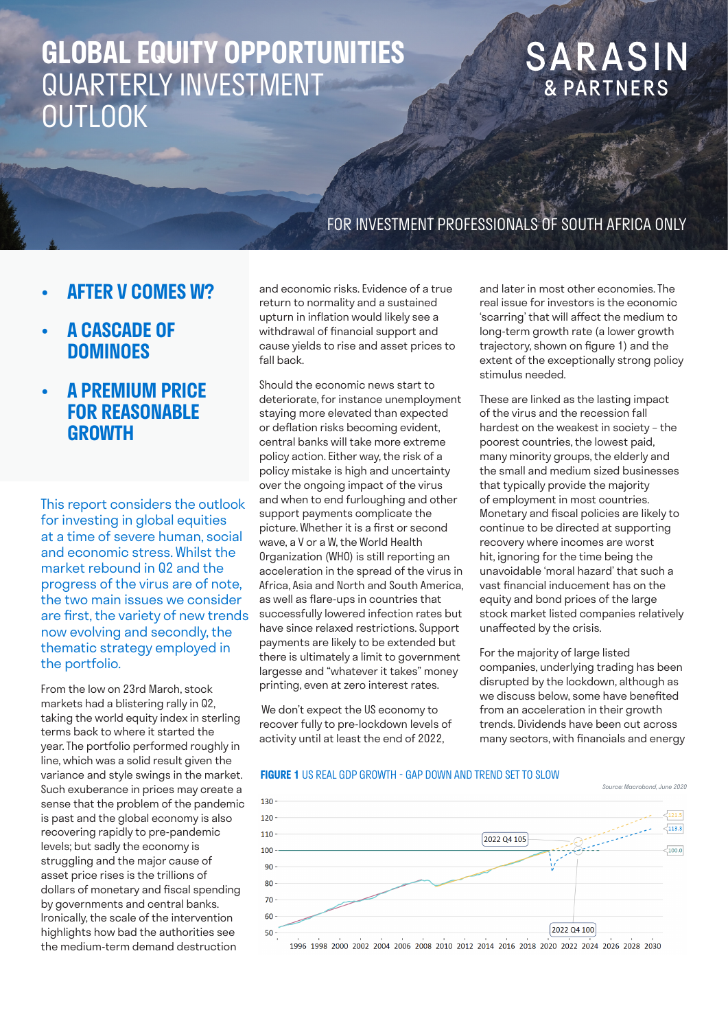# GLOBAL EQUITY OPPORTUNITIES QUARTERLY INVESTMENT OUTLOOK

SARASIN & PARTNERS

FOR INVESTMENT PROFESSIONALS OF SOUTH AFRICA ONLY

- **AFTER V COMES W?**
- **A CASCADE OF DOMINOES**
- **A PREMIUM PRICE FOR REASONABLE GROWTH**

This report considers the outlook for investing in global equities at a time of severe human, social and economic stress. Whilst the market rebound in Q2 and the progress of the virus are of note, the two main issues we consider are first, the variety of new trends now evolving and secondly, the thematic strategy employed in the portfolio.

From the low on 23rd March, stock markets had a blistering rally in Q2, taking the world equity index in sterling terms back to where it started the year. The portfolio performed roughly in line, which was a solid result given the variance and style swings in the market. Such exuberance in prices may create a sense that the problem of the pandemic is past and the global economy is also recovering rapidly to pre-pandemic levels; but sadly the economy is struggling and the major cause of asset price rises is the trillions of dollars of monetary and fiscal spending by governments and central banks. Ironically, the scale of the intervention highlights how bad the authorities see the medium-term demand destruction and economic risks. Evidence of a true return to normality and a sustained upturn in inflation would likely see a withdrawal of financial support and cause yields to rise and asset prices to fall back.

Should the economic news start to deteriorate, for instance unemployment staying more elevated than expected or deflation risks becoming evident, central banks will take more extreme policy action. Either way, the risk of a policy mistake is high and uncertainty over the ongoing impact of the virus and when to end furloughing and other support payments complicate the picture. Whether it is a first or second wave, a V or a W, the World Health Organization (WHO) is still reporting an acceleration in the spread of the virus in Africa, Asia and North and South America, as well as flare-ups in countries that successfully lowered infection rates but have since relaxed restrictions. Support payments are likely to be extended but there is ultimately a limit to government largesse and "whatever it takes" money printing, even at zero interest rates.

We don't expect the US economy to recover fully to pre-lockdown levels of activity until at least the end of 2022, and later in most other economies. The real issue for investors is the economic 'scarring' that will affect the medium to long-term growth rate (a lower growth trajectory, shown on figure 1) and the extent of the exceptionally strong policy stimulus needed.

These are linked as the lasting impact of the virus and the recession fall hardest on the weakest in society – the poorest countries, the lowest paid, many minority groups, the elderly and the small and medium sized businesses that typically provide the majority of employment in most countries. Monetary and fiscal policies are likely to continue to be directed at supporting recovery where incomes are worst hit, ignoring for the time being the unavoidable 'moral hazard' that such a vast financial inducement has on the equity and bond prices of the large stock market listed companies relatively unaffected by the crisis.

For the majority of large listed companies, underlying trading has been disrupted by the lockdown, although as we discuss below, some have benefited from an acceleration in their growth trends. Dividends have been cut across many sectors, with financials and energy

**FIGURE 1** US REAL GDP GROWTH - GAP DOWN AND TREND SET TO SLOW

*Source: Macrobond, June 2020*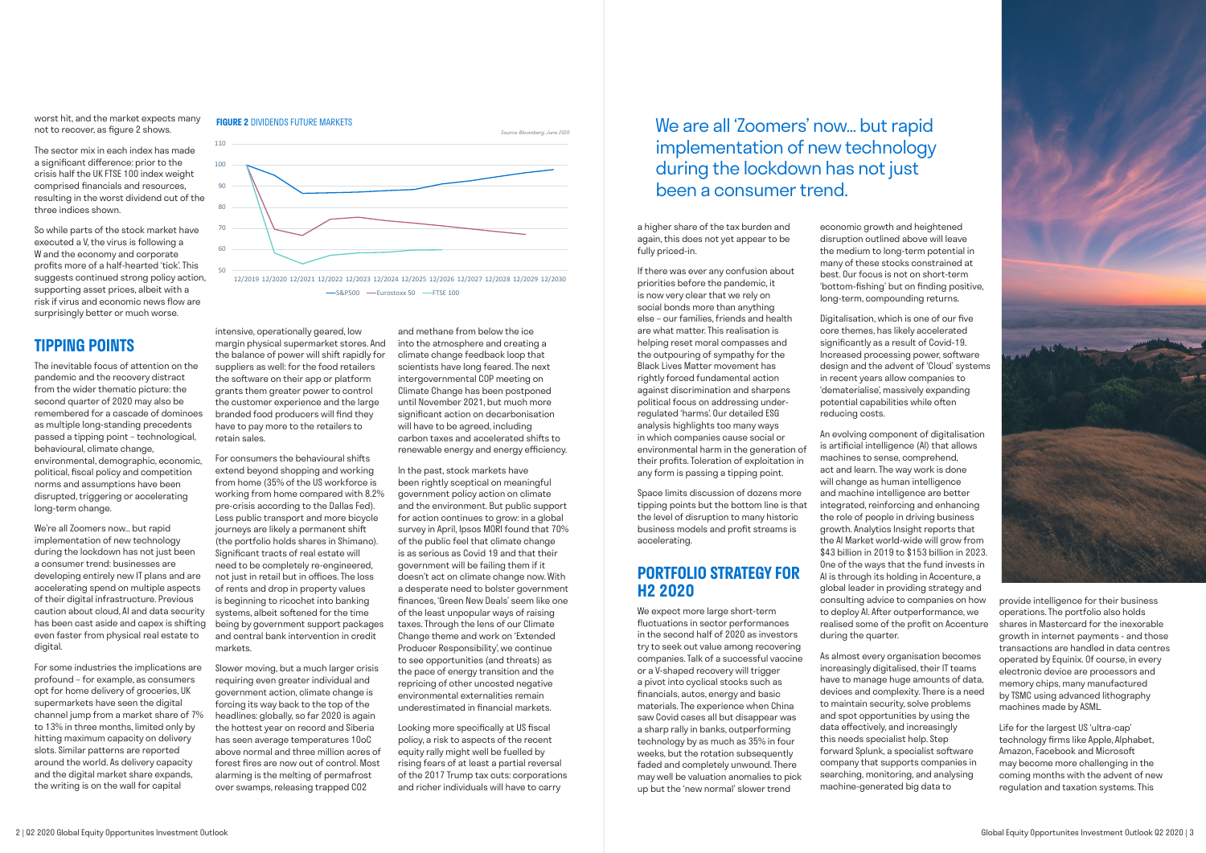worst hit, and the market expects many not to recover, as figure 2 shows.

The sector mix in each index has made a significant difference: prior to the crisis half the UK FTSE 100 index weight comprised financials and resources, resulting in the worst dividend cut of the three indices shown.

So while parts of the stock market have executed a V, the virus is following a W and the economy and corporate profits more of a half-hearted 'tick'. This suggests continued strong policy action, supporting asset prices, albeit with a risk if virus and economic news flow are surprisingly better or much worse.

**FIGURE 2** DIVIDENDS FUTURE MARKETS

Source: Bloomberg June 2020

S&P500 — Eurostoxx 50 — FTSE 100

## TIPPING POINTS

The inevitable focus of attention on the pandemic and the recovery distract from the wider thematic picture: the second quarter of 2020 may also be remembered for a cascade of dominoes as multiple long-standing precedents passed a tipping point – technological, behavioural, climate change, environmental, demographic, economic, political, fiscal policy and competition norms and assumptions have been disrupted, triggering or accelerating long-term change.

We're all Zoomers now... but rapid implementation of new technology during the lockdown has not just been a consumer trend: businesses are developing entirely new IT plans and are accelerating spend on multiple aspects of their digital infrastructure. Previous caution about cloud, AI and data security has been cast aside and capex is shifting even faster from physical real estate to digital.

For some industries the implications are profound – for example, as consumers opt for home delivery of groceries, UK supermarkets have seen the digital channel jump from a market share of 7% to 13% in three months, limited only by hitting maximum capacity on delivery slots. Similar patterns are reported around the world. As delivery capacity and the digital market share expands, the writing is on the wall for capital intensive, operationally geared, low margin physical supermarket stores. And the balance of power will shift rapidly for suppliers as well: for the food retailers the software on their app or platform grants them greater power to control the customer experience and the large branded food producers will find they have to pay more to the retailers to retain sales.

For consumers the behavioural shifts extend beyond shopping and working from home (35% of the US workforce is working from home compared with 8.2% pre-crisis according to the Dallas Fed). Less public transport and more bicycle journeys are likely a permanent shift (the portfolio holds shares in Shimano). Significant tracts of real estate will need to be completely re-engineered, not just in retail but in offices. The loss of rents and drop in property values is beginning to ricochet into banking systems, albeit softened for the time being by government support packages and central bank intervention in credit markets.

Slower moving, but a much larger crisis requiring even greater individual and government action, climate change is forcing its way back to the top of the headlines: globally, so far 2020 is again the hottest year on record and Siberia has seen average temperatures 10oC above normal and three million acres of forest fires are now out of control. Most alarming is the melting of permafrost over swamps, releasing trapped CO2 and methane from below the ice into the atmosphere and creating a climate change feedback loop that scientists have long feared. The next intergovernmental COP meeting on Climate Change has been postponed until November 2021, but much more significant action on decarbonisation will have to be agreed, including carbon taxes and accelerated shifts to renewable energy and energy efficiency.

In the past, stock markets have been rightly sceptical on meaningful government policy action on climate and the environment. But public support for action continues to grow: in a global survey in April, Ipsos MORI found that 70% of the public feel that climate change is as serious as Covid 19 and that their government will be failing them if it doesn't act on climate change now. With a desperate need to bolster government finances, 'Green New Deals' seem like one of the least unpopular ways of raising taxes. Through the lens of our Climate Change theme and work on 'Extended Producer Responsibility', we continue to see opportunities (and threats) as the pace of energy transition and the repricing of other uncosted negative environmental externalities remain underestimated in financial markets.

Looking more specifically at US fiscal policy, a risk to aspects of the recent equity rally might well be fuelled by rising fears of at least a partial reversal of the 2017 Trump tax cuts: corporations and richer individuals will have to carry a higher share of the tax burden and again, this does not yet appear to be fully priced-in.

> We are all 'Zoomers' now... but rapid implementation of new technology during the lockdown has not just been a consumer trend.

If there was ever any confusion about priorities before the pandemic, it is now very clear that we rely on social bonds more than anything else – our families, friends and health are what matter. This realisation is helping reset moral compasses and the outpouring of sympathy for the Black Lives Matter movement has rightly forced fundamental action against discrimination and sharpens political focus on addressing under-regulated 'harms'. Our detailed ESG analysis highlights too many ways in which companies cause social or environmental harm in the generation of their profits. Toleration of exploitation in any form is passing a tipping point.

Space limits discussion of dozens more tipping points but the bottom line is that the level of disruption to many historic business models and profit streams is accelerating.

## PORTFOLIO STRATEGY FOR H2 2020

We expect more large short-term fluctuations in sector performances in the second half of 2020 as investors try to seek out value among recovering companies. Talk of a successful vaccine or a V-shaped recovery will trigger a pivot into cyclical stocks such as financials, autos, energy and basic materials. The experience when China saw Covid cases all but disappear was a sharp rally in banks, outperforming technology by as much as 35% in four weeks, but the rotation subsequently faded and completely unwound. There may well be valuation anomalies to pick up but the 'new normal' slower trend economic growth and heightened disruption outlined above will leave the medium to long-term potential in many of these stocks constrained at best. Our focus is not on short-term 'bottom-fishing' but on finding positive, long-term, compounding returns.

Digitalisation, which is one of our five core themes, has likely accelerated significantly as a result of Covid-19. Increased processing power, software design and the advent of 'Cloud' systems in recent years allow companies to 'dematerialise', massively expanding potential capabilities while often reducing costs.

An evolving component of digitalisation is artificial intelligence (AI) that allows machines to sense, comprehend, act and learn. The way work is done will change as human intelligence and machine intelligence are better integrated, reinforcing and enhancing the role of people in driving business growth. Analytics Insight reports that the AI Market world-wide will grow from $43 billion in 2019 to $153 billion in 2023. One of the ways that the fund invests in AI is through its holding in Accenture, a global leader in providing strategy and consulting advice to companies on how to deploy AI. After outperformance, we realised some of the profit on Accenture during the quarter.

As almost every organisation becomes increasingly digitalised, their IT teams have to manage huge amounts of data, devices and complexity. There is a need to maintain security, solve problems and spot opportunities by using the data effectively, and increasingly this needs specialist help. Step forward Splunk, a specialist software company that supports companies in searching, monitoring, and analysing machine-generated big data to provide intelligence for their business operations. The portfolio also holds shares in Mastercard for the inexorable growth in internet payments - and those transactions are handled in data centres operated by Equinix. Of course, in every electronic device are processors and memory chips, many manufactured by TSMC using advanced lithography machines made by ASML.

Life for the largest US 'ultra-cap' technology firms like Apple, Alphabet, Amazon, Facebook and Microsoft may become more challenging in the coming months with the advent of new regulation and taxation systems. This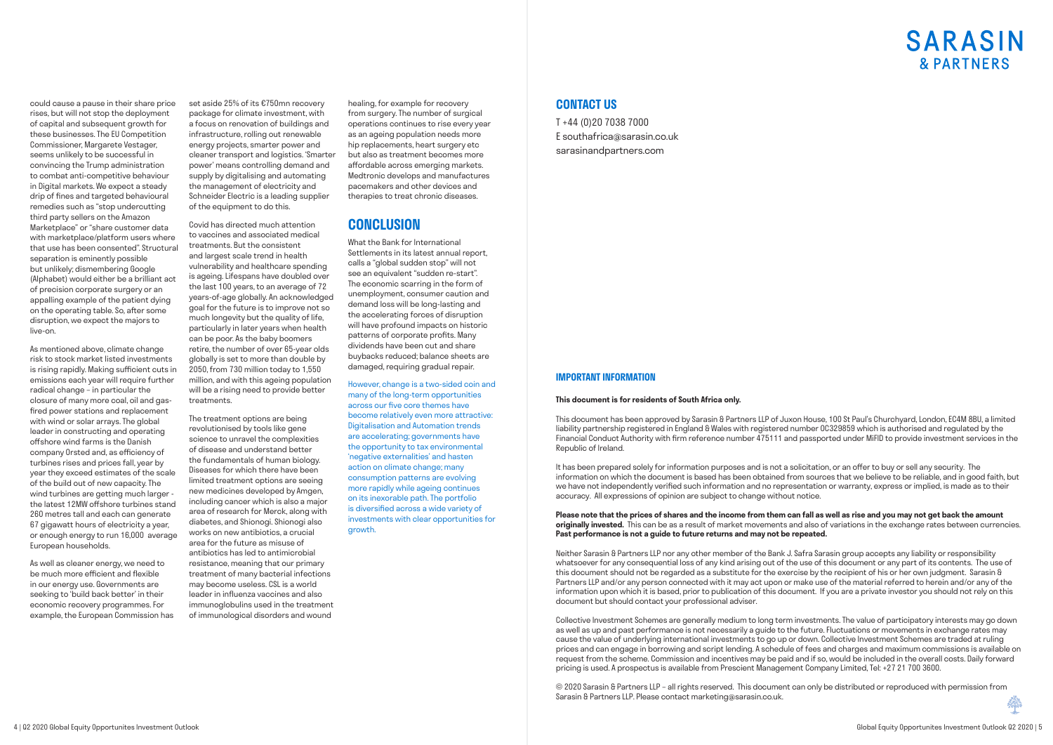could cause a pause in their share price rises, but will not stop the deployment of capital and subsequent growth for these businesses. The EU Competition Commissioner, Margarete Vestager, seems unlikely to be successful in convincing the Trump administration to combat anti-competitive behaviour in Digital markets. We expect a steady drip of fines and targeted behavioural remedies such as "stop undercutting third party sellers on the Amazon Marketplace" or "share customer data with marketplace/platform users where that use has been consented". Structural separation is eminently possible but unlikely; dismembering Google (Alphabet) would either be a brilliant act of precision corporate surgery or an appalling example of the patient dying on the operating table. So, after some disruption, we expect the majors to live-on.

As mentioned above, climate change risk to stock market listed investments is rising rapidly. Making sufficient cuts in emissions each year will require further radical change – in particular the closure of many more coal, oil and gas-fired power stations and replacement with wind or solar arrays. The global leader in constructing and operating offshore wind farms is the Danish company Orsted and, as efficiency of turbines rises and prices fall, year by year they exceed estimates of the scale of the build out of new capacity. The wind turbines are getting much larger - the latest 12MW offshore turbines stand 260 metres tall and each can generate 67 gigawatt hours of electricity a year, or enough energy to run 16,000 average European households.

As well as cleaner energy, we need to be much more efficient and flexible in our energy use. Governments are seeking to 'build back better' in their economic recovery programmes. For example, the European Commission has set aside 25% of its €750mn recovery package for climate investment, with a focus on renovation of buildings and infrastructure, rolling out renewable energy projects, smarter power and cleaner transport and logistics. 'Smarter power' means controlling demand and supply by digitalising and automating the management of electricity and Schneider Electric is a leading supplier of the equipment to do this.

Covid has directed much attention to vaccines and associated medical treatments. But the consistent and largest scale trend in health vulnerability and healthcare spending is ageing. Lifespans have doubled over the last 100 years, to an average of 72 years-of-age globally. An acknowledged goal for the future is to improve not so much longevity but the quality of life, particularly in later years when health can be poor. As the baby boomers retire, the number of over 65-year olds globally is set to more than double by 2050, from 730 million today to 1,550 million, and with this ageing population will be a rising need to provide better treatments.

The treatment options are being revolutionised by tools like gene science to unravel the complexities of disease and understand better the fundamentals of human biology. Diseases for which there have been limited treatment options are seeing new medicines developed by Amgen, including cancer which is also a major area of research for Merck, along with diabetes, and Shionogi. Shionogi also works on new antibiotics, a crucial area for the future as misuse of antibiotics has led to antimicrobial resistance, meaning that our primary treatment of many bacterial infections may become useless. CSL is a world leader in influenza vaccines and also immunoglobulins used in the treatment of immunological disorders and wound healing, for example for recovery from surgery. The number of surgical operations continues to rise every year as an ageing population needs more hip replacements, heart surgery etc but also as treatment becomes more affordable across emerging markets. Medtronic develops and manufactures pacemakers and other devices and therapies to treat chronic diseases.

## CONCLUSION

What the Bank for International Settlements in its latest annual report, calls a "global sudden stop" will not see an equivalent "sudden re-start". The economic scarring in the form of unemployment, consumer caution and demand loss will be long-lasting and the accelerating forces of disruption will have profound impacts on historic patterns of corporate profits. Many dividends have been cut and share buybacks reduced; balance sheets are damaged, requiring gradual repair.

However, change is a two-sided coin and many of the long-term opportunities across our five core themes have become relatively even more attractive: Digitalisation and Automation trends are accelerating; governments have the opportunity to tax environmental 'negative externalities' and hasten action on climate change; many consumption patterns are evolving more rapidly while ageing continues on its inexorable path. The portfolio is diversified across a wide variety of investments with clear opportunities for growth.

SARASIN & PARTNERS

## CONTACT US

T +44 (0)20 7038 7000
E southafrica@sarasin.co.uk
sarasinandpartners.com

### IMPORTANT INFORMATION

**This document is for residents of South Africa only.**

This document has been approved by Sarasin & Partners LLP of Juxon House, 100 St Paul's Churchyard, London, EC4M 8BU, a limited liability partnership registered in England & Wales with registered number OC329859 which is authorised and regulated by the Financial Conduct Authority with firm reference number 475111 and passported under MiFID to provide investment services in the Republic of Ireland.

It has been prepared solely for information purposes and is not a solicitation, or an offer to buy or sell any security. The information on which the document is based has been obtained from sources that we believe to be reliable, and in good faith, but we have not independently verified such information and no representation or warranty, express or implied, is made as to their accuracy. All expressions of opinion are subject to change without notice.

**Please note that the prices of shares and the income from them can fall as well as rise and you may not get back the amount originally invested.** This can be as a result of market movements and also of variations in the exchange rates between currencies. **Past performance is not a guide to future returns and may not be repeated.**

Neither Sarasin & Partners LLP nor any other member of the Bank J. Safra Sarasin group accepts any liability or responsibility whatsoever for any consequential loss of any kind arising out of the use of this document or any part of its contents. The use of this document should not be regarded as a substitute for the exercise by the recipient of his or her own judgment. Sarasin & Partners LLP and/or any person connected with it may act upon or make use of the material referred to herein and/or any of the information upon which it is based, prior to publication of this document. If you are a private investor you should not rely on this document but should contact your professional adviser.

Collective Investment Schemes are generally medium to long term investments. The value of participatory interests may go down as well as up and past performance is not necessarily a guide to the future. Fluctuations or movements in exchange rates may cause the value of underlying international investments to go up or down. Collective Investment Schemes are traded at ruling prices and can engage in borrowing and scrip lending. A schedule of fees and charges and maximum commissions is available on request from the scheme. Commission and incentives may be paid and if so, would be included in the overall costs. Daily forward pricing is used. A prospectus is available from Prescient Management Company Limited, Tel: +27 21 700 3600.

© 2020 Sarasin & Partners LLP – all rights reserved. This document can only be distributed or reproduced with permission from Sarasin & Partners LLP. Please contact marketing@sarasin.co.uk.